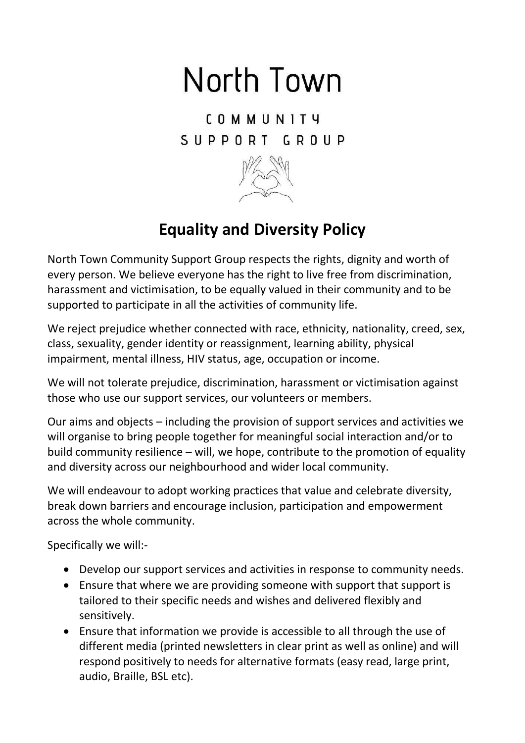# North Town

COMMUNITY SUPPORT GROUP

## Equality and Diversity Policy

North Town Community Support Group respects the rights, dignity and worth of every person. We believe everyone has the right to live free from discrimination, harassment and victimisation, to be equally valued in their community and to be supported to participate in all the activities of community life.

We reject prejudice whether connected with race, ethnicity, nationality, creed, sex, class, sexuality, gender identity or reassignment, learning ability, physical impairment, mental illness, HIV status, age, occupation or income.

We will not tolerate prejudice, discrimination, harassment or victimisation against those who use our support services, our volunteers or members.

Our aims and objects – including the provision of support services and activities we will organise to bring people together for meaningful social interaction and/or to build community resilience – will, we hope, contribute to the promotion of equality and diversity across our neighbourhood and wider local community.

We will endeavour to adopt working practices that value and celebrate diversity, break down barriers and encourage inclusion, participation and empowerment across the whole community.

Specifically we will:-

- Develop our support services and activities in response to community needs.
- Ensure that where we are providing someone with support that support is tailored to their specific needs and wishes and delivered flexibly and sensitively.
- Ensure that information we provide is accessible to all through the use of different media (printed newsletters in clear print as well as online) and will respond positively to needs for alternative formats (easy read, large print, audio, Braille, BSL etc).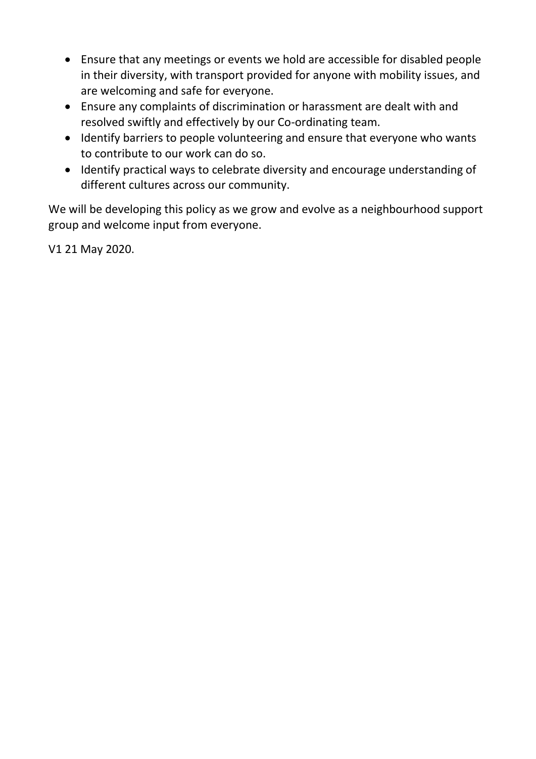- Ensure that any meetings or events we hold are accessible for disabled people in their diversity, with transport provided for anyone with mobility issues, and are welcoming and safe for everyone.
- Ensure any complaints of discrimination or harassment are dealt with and resolved swiftly and effectively by our Co-ordinating team.
- Identify barriers to people volunteering and ensure that everyone who wants to contribute to our work can do so.
- Identify practical ways to celebrate diversity and encourage understanding of different cultures across our community.

We will be developing this policy as we grow and evolve as a neighbourhood support group and welcome input from everyone.

V1 21 May 2020.